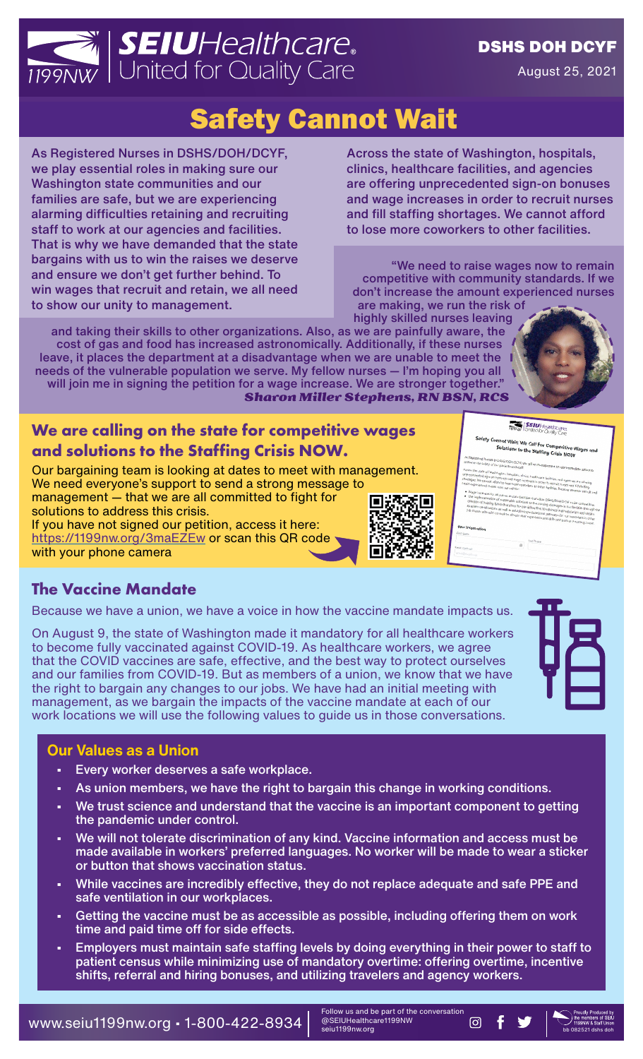SEIU Healthcare 1199NW | United for Quality Care

**DSHS DOH DCYF**

August 25, 2021

# Safety Cannot Wait

**As Registered Nurses in DSHS/DOH/DCYF, we play essential roles in making sure our Washington state communities and our families are safe, but we are experiencing alarming difficulties retaining and recruiting staff to work at our agencies and facilities. That is why we have demanded that the state bargains with us to win the raises we deserve and ensure we don't get further behind. To win wages that recruit and retain, we all need to show our unity to management.**

**Across the state of Washington, hospitals, clinics, healthcare facilities, and agencies are offering unprecedented sign-on bonuses and wage increases in order to recruit nurses and fill staffing shortages. We cannot afford to lose more coworkers to other facilities.**

**"We need to raise wages now to remain competitive with community standards. If we don't increase the amount experienced nurses are making, we run the risk of highly skilled nurses leaving and taking their skills to other organizations. Also, as we are painfully aware, the cost of gas and food has increased astronomically. Additionally, if these nurses leave, it places the department at a disadvantage when we are unable to meet the needs of the vulnerable population we serve. My fellow nurses — I'm hoping you all will join me in signing the petition for a wage increase. We are stronger together."**

***Sharon Miller Stephens, RN BSN, RCS***

## We are calling on the state for competitive wages and solutions to the Staffing Crisis NOW.

Our bargaining team is looking at dates to meet with management. We need everyone's support to send a strong message to management — that we are all committed to fight for solutions to address this crisis.

If you have not signed our petition, access it here: https://1199nw.org/3maEZEw or scan this QR code with your phone camera

## The Vaccine Mandate

Because we have a union, we have a voice in how the vaccine mandate impacts us.

On August 9, the state of Washington made it mandatory for all healthcare workers to become fully vaccinated against COVID-19. As healthcare workers, we agree that the COVID vaccines are safe, effective, and the best way to protect ourselves and our families from COVID-19. But as members of a union, we know that we have the right to bargain any changes to our jobs. We have had an initial meeting with management, as we bargain the impacts of the vaccine mandate at each of our work locations we will use the following values to guide us in those conversations.

### Our Values as a Union

- **Every worker deserves a safe workplace.**
- **As union members, we have the right to bargain this change in working conditions.**
- **We trust science and understand that the vaccine is an important component to getting the pandemic under control.**
- **We will not tolerate discrimination of any kind. Vaccine information and access must be made available in workers' preferred languages. No worker will be made to wear a sticker or button that shows vaccination status.**
- **While vaccines are incredibly effective, they do not replace adequate and safe PPE and safe ventilation in our workplaces.**
- **Getting the vaccine must be as accessible as possible, including offering them on work time and paid time off for side effects.**
- **Employers must maintain safe staffing levels by doing everything in their power to staff to patient census while minimizing use of mandatory overtime: offering overtime, incentive shifts, referral and hiring bonuses, and utilizing travelers and agency workers.**

www.seiu1199nw.org • 1-800-422-8934

Follow us and be part of the conversation @SEIUHealthcare1199NW seiu1199nw.org

Proudly Produced by the members of SEIU 1199NW & Staff Union bb 082521 dshs doh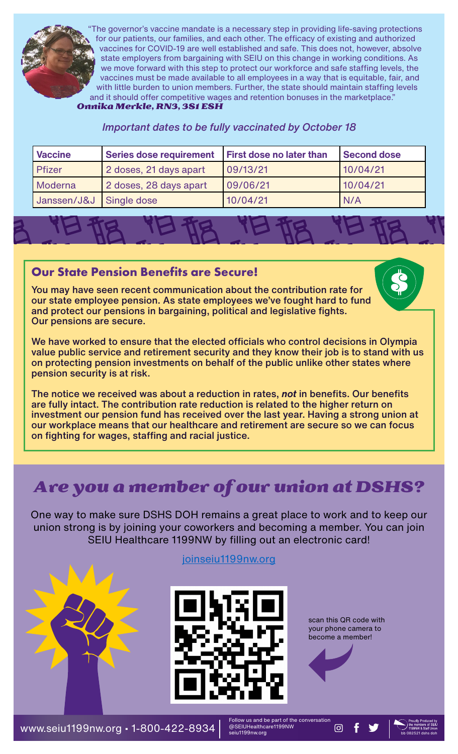"The governor's vaccine mandate is a necessary step in providing life-saving protections for our patients, our families, and each other. The efficacy of existing and authorized vaccines for COVID-19 are well established and safe. This does not, however, absolve state employers from bargaining with SEIU on this change in working conditions. As we move forward with this step to protect our workforce and safe staffing levels, the vaccines must be made available to all employees in a way that is equitable, fair, and with little burden to union members. Further, the state should maintain staffing levels and it should offer competitive wages and retention bonuses in the marketplace."

***Onnika Merkle, RN3, 3S1 ESH***

*Important dates to be fully vaccinated by October 18*

| Vaccine | Series dose requirement | First dose no later than | Second dose |
|---|---|---|---|
| Pfizer | 2 doses, 21 days apart | 09/13/21 | 10/04/21 |
| Moderna | 2 doses, 28 days apart | 09/06/21 | 10/04/21 |
| Janssen/J&J | Single dose | 10/04/21 | N/A |

### Our State Pension Benefits are Secure!

**You may have seen recent communication about the contribution rate for our state employee pension. As state employees we've fought hard to fund and protect our pensions in bargaining, political and legislative fights. Our pensions are secure.**

**We have worked to ensure that the elected officials who control decisions in Olympia value public service and retirement security and they know their job is to stand with us on protecting pension investments on behalf of the public unlike other states where pension security is at risk.**

**The notice we received was about a reduction in rates, *not* in benefits. Our benefits are fully intact. The contribution rate reduction is related to the higher return on investment our pension fund has received over the last year. Having a strong union at our workplace means that our healthcare and retirement are secure so we can focus on fighting for wages, staffing and racial justice.**

## *Are you a member of our union at DSHS?*

One way to make sure DSHS DOH remains a great place to work and to keep our union strong is by joining your coworkers and becoming a member. You can join SEIU Healthcare 1199NW by filling out an electronic card!

joinseiu1199nw.org

scan this QR code with your phone camera to become a member!

www.seiu1199nw.org • 1-800-422-8934

Follow us and be part of the conversation
@SEIUHealthcare1199NW
seiu1199nw.org

Proudly Produced by the members of SEIU 1199NW & Staff Union
bb 082521 dshs doh